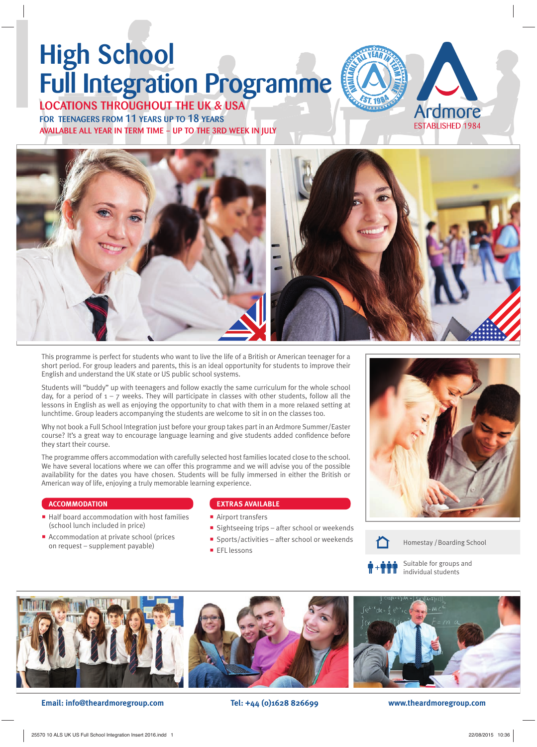# High School Full Integration Programme

## LOCATIONS THROUGHOUT THE UK & USA

FOR TEENAGERS FROM 11 YEARS UP TO 18 YEARS

AVAILABLE ALL YEAR IN TERM TIME – UP TO THE 3RD WEEK IN JULY

Ardmore
ESTABLISHED 1984

This programme is perfect for students who want to live the life of a British or American teenager for a short period. For group leaders and parents, this is an ideal opportunity for students to improve their English and understand the UK state or US public school systems.

Students will "buddy" up with teenagers and follow exactly the same curriculum for the whole school day, for a period of 1 – 7 weeks. They will participate in classes with other students, follow all the lessons in English as well as enjoying the opportunity to chat with them in a more relaxed setting at lunchtime. Group leaders accompanying the students are welcome to sit in on the classes too.

Why not book a Full School Integration just before your group takes part in an Ardmore Summer/Easter course? It's a great way to encourage language learning and give students added confidence before they start their course.

The programme offers accommodation with carefully selected host families located close to the school. We have several locations where we can offer this programme and we will advise you of the possible availability for the dates you have chosen. Students will be fully immersed in either the British or American way of life, enjoying a truly memorable learning experience.

### ACCOMMODATION

- Half board accommodation with host families (school lunch included in price)
- Accommodation at private school (prices on request – supplement payable)

### EXTRAS AVAILABLE

- Airport transfers
- Sightseeing trips – after school or weekends
- Sports/activities – after school or weekends
- EFL lessons

Homestay / Boarding School

Suitable for groups and individual students

**Email: info@theardmoregroup.com** **Tel: +44 (0)1628 826699** **www.theardmoregroup.com**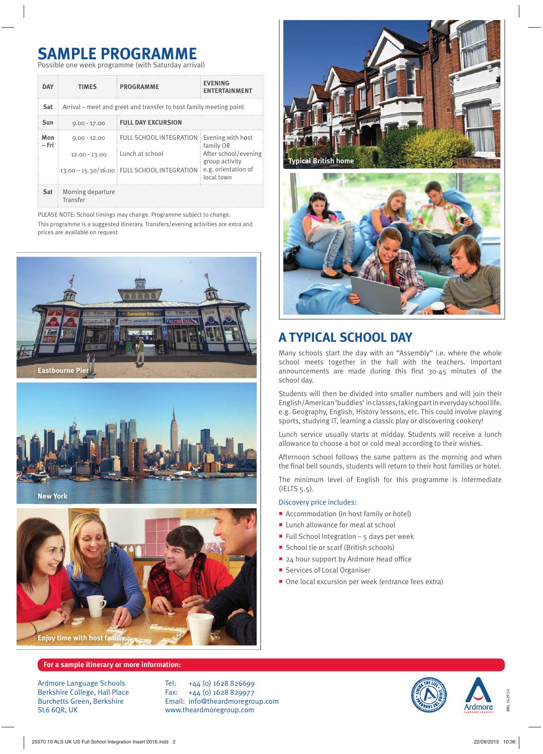# SAMPLE PROGRAMME

Possible one week programme (with Saturday arrival)

| DAY | TIMES | PROGRAMME | EVENING ENTERTAINMENT |
|---|---|---|---|
| Sat | Arrival – meet and greet and transfer to host family meeting point | | |
| Sun | 9.00 - 17.00 | FULL DAY EXCURSION | |
| Mon – Fri | 9.00 - 12.00 | FULL SCHOOL INTEGRATION | Evening with host family OR |
| | 12.00 - 13.00 | Lunch at school | After school/evening group activity |
| | 13.00 – 15.30/16.00 | FULL SCHOOL INTEGRATION | e.g. orientation of local town |
| Sat | Morning departure Transfer | | |

PLEASE NOTE: School timings may change. Programme subject to change.

This programme is a suggested itinerary. Transfers/evening activities are extra and prices are available on request

Eastbourne Pier

New York

Enjoy time with host family

Typical British home

## A TYPICAL SCHOOL DAY

Many schools start the day with an "Assembly" i.e. where the whole school meets together in the hall with the teachers. Important announcements are made during this first 30-45 minutes of the school day.

Students will then be divided into smaller numbers and will join their English/American 'buddies' in classes, taking part in everyday school life. e.g. Geography, English, History lessons, etc. This could involve playing sports, studying IT, learning a classic play or discovering cookery!

Lunch service usually starts at midday. Students will receive a lunch allowance to choose a hot or cold meal according to their wishes.

Afternoon school follows the same pattern as the morning and when the final bell sounds, students will return to their host families or hotel.

The minimum level of English for this programme is Intermediate (IELTS 5.5).

Discovery price includes:

- Accommodation (in host family or hotel)
- Lunch allowance for meal at school
- Full School Integration – 5 days per week
- School tie or scarf (British schools)
- 24 hour support by Ardmore Head office
- Services of Local Organiser
- One local excursion per week (entrance fees extra)

**For a sample itinerary or more information:**

Ardmore Language Schools
Berkshire College, Hall Place
Burchetts Green, Berkshire
SL6 6QR, UK

Tel: +44 (0) 1628 826699
Fax: +44 (0) 1628 829977
Email: info@theardmoregroup.com
www.theardmoregroup.com

Ardmore LANGUAGE SCHOOLS